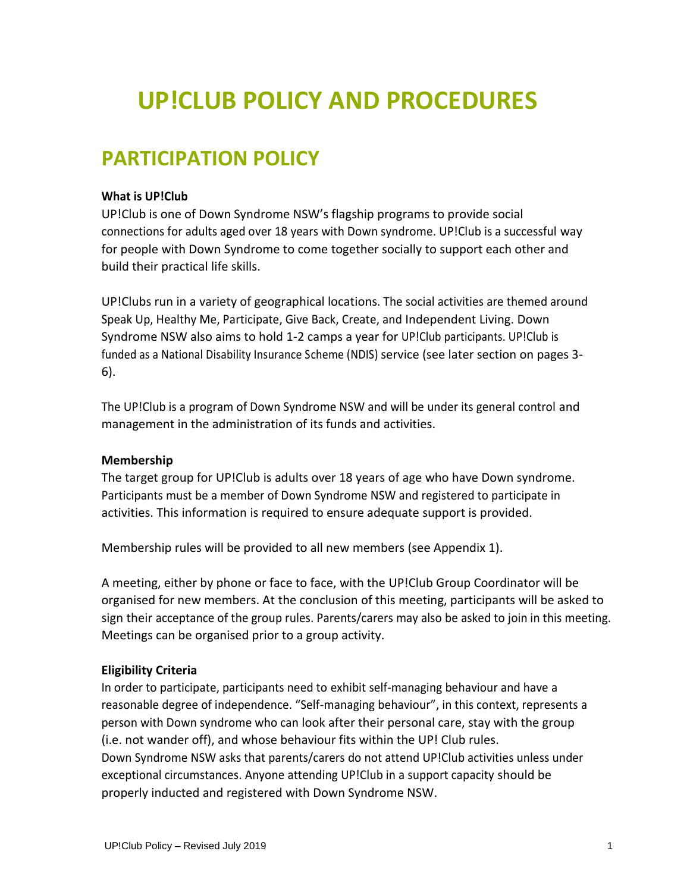# UP!CLUB POLICY AND PROCEDURES

## PARTICIPATION POLICY

**What is UP!Club**

UP!Club is one of Down Syndrome NSW's flagship programs to provide social connections for adults aged over 18 years with Down syndrome. UP!Club is a successful way for people with Down Syndrome to come together socially to support each other and build their practical life skills.

UP!Clubs run in a variety of geographical locations. The social activities are themed around Speak Up, Healthy Me, Participate, Give Back, Create, and Independent Living. Down Syndrome NSW also aims to hold 1-2 camps a year for UP!Club participants. UP!Club is funded as a National Disability Insurance Scheme (NDIS) service (see later section on pages 3-6).

The UP!Club is a program of Down Syndrome NSW and will be under its general control and management in the administration of its funds and activities.

**Membership**

The target group for UP!Club is adults over 18 years of age who have Down syndrome. Participants must be a member of Down Syndrome NSW and registered to participate in activities. This information is required to ensure adequate support is provided.

Membership rules will be provided to all new members (see Appendix 1).

A meeting, either by phone or face to face, with the UP!Club Group Coordinator will be organised for new members. At the conclusion of this meeting, participants will be asked to sign their acceptance of the group rules. Parents/carers may also be asked to join in this meeting. Meetings can be organised prior to a group activity.

**Eligibility Criteria**

In order to participate, participants need to exhibit self-managing behaviour and have a reasonable degree of independence. "Self-managing behaviour", in this context, represents a person with Down syndrome who can look after their personal care, stay with the group (i.e. not wander off), and whose behaviour fits within the UP! Club rules.
Down Syndrome NSW asks that parents/carers do not attend UP!Club activities unless under exceptional circumstances. Anyone attending UP!Club in a support capacity should be properly inducted and registered with Down Syndrome NSW.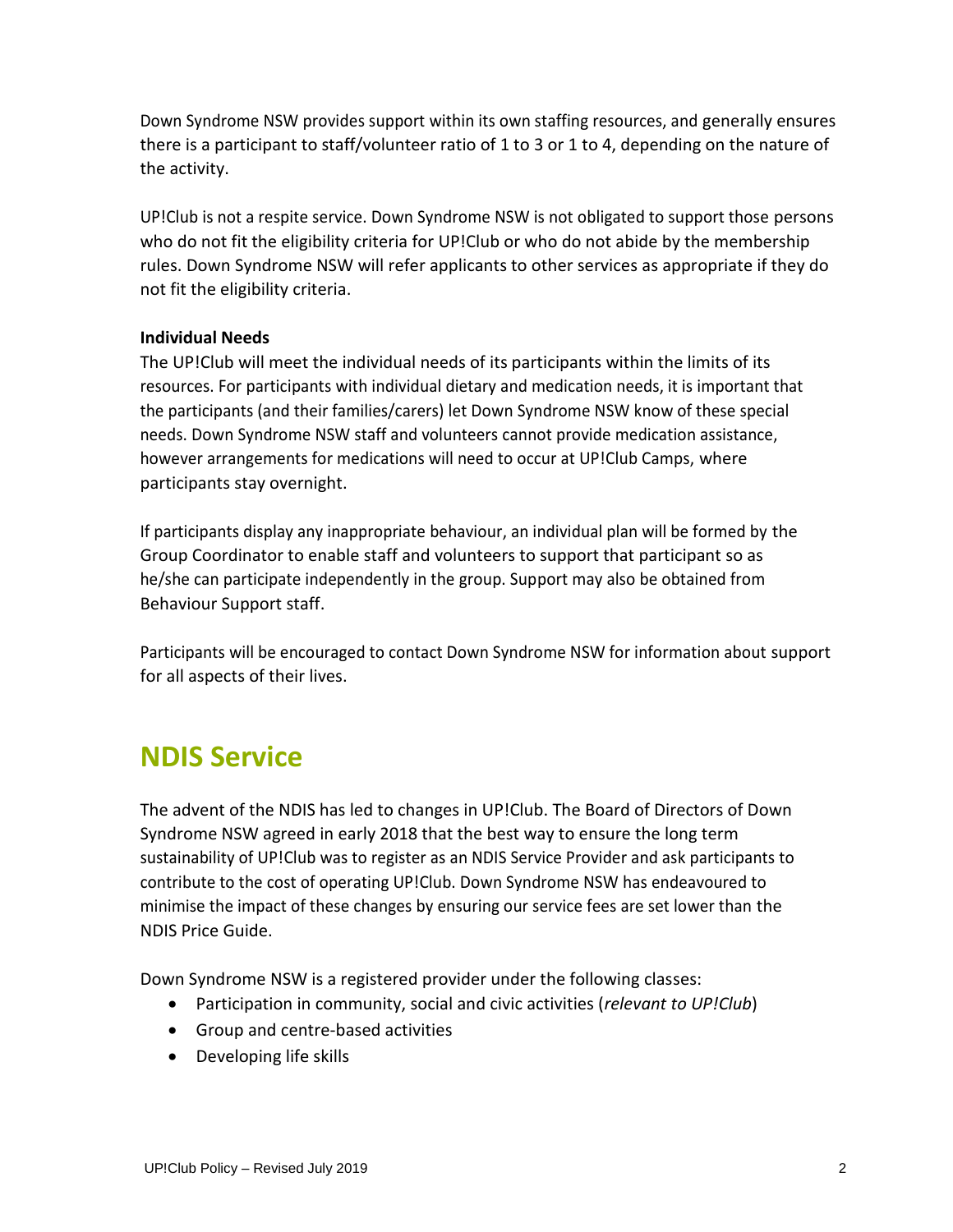Down Syndrome NSW provides support within its own staffing resources, and generally ensures there is a participant to staff/volunteer ratio of 1 to 3 or 1 to 4, depending on the nature of the activity.

UP!Club is not a respite service. Down Syndrome NSW is not obligated to support those persons who do not fit the eligibility criteria for UP!Club or who do not abide by the membership rules. Down Syndrome NSW will refer applicants to other services as appropriate if they do not fit the eligibility criteria.

**Individual Needs**

The UP!Club will meet the individual needs of its participants within the limits of its resources. For participants with individual dietary and medication needs, it is important that the participants (and their families/carers) let Down Syndrome NSW know of these special needs. Down Syndrome NSW staff and volunteers cannot provide medication assistance, however arrangements for medications will need to occur at UP!Club Camps, where participants stay overnight.

If participants display any inappropriate behaviour, an individual plan will be formed by the Group Coordinator to enable staff and volunteers to support that participant so as he/she can participate independently in the group. Support may also be obtained from Behaviour Support staff.

Participants will be encouraged to contact Down Syndrome NSW for information about support for all aspects of their lives.

## NDIS Service

The advent of the NDIS has led to changes in UP!Club. The Board of Directors of Down Syndrome NSW agreed in early 2018 that the best way to ensure the long term sustainability of UP!Club was to register as an NDIS Service Provider and ask participants to contribute to the cost of operating UP!Club. Down Syndrome NSW has endeavoured to minimise the impact of these changes by ensuring our service fees are set lower than the NDIS Price Guide.

Down Syndrome NSW is a registered provider under the following classes:

- Participation in community, social and civic activities (*relevant to UP!Club*)
- Group and centre-based activities
- Developing life skills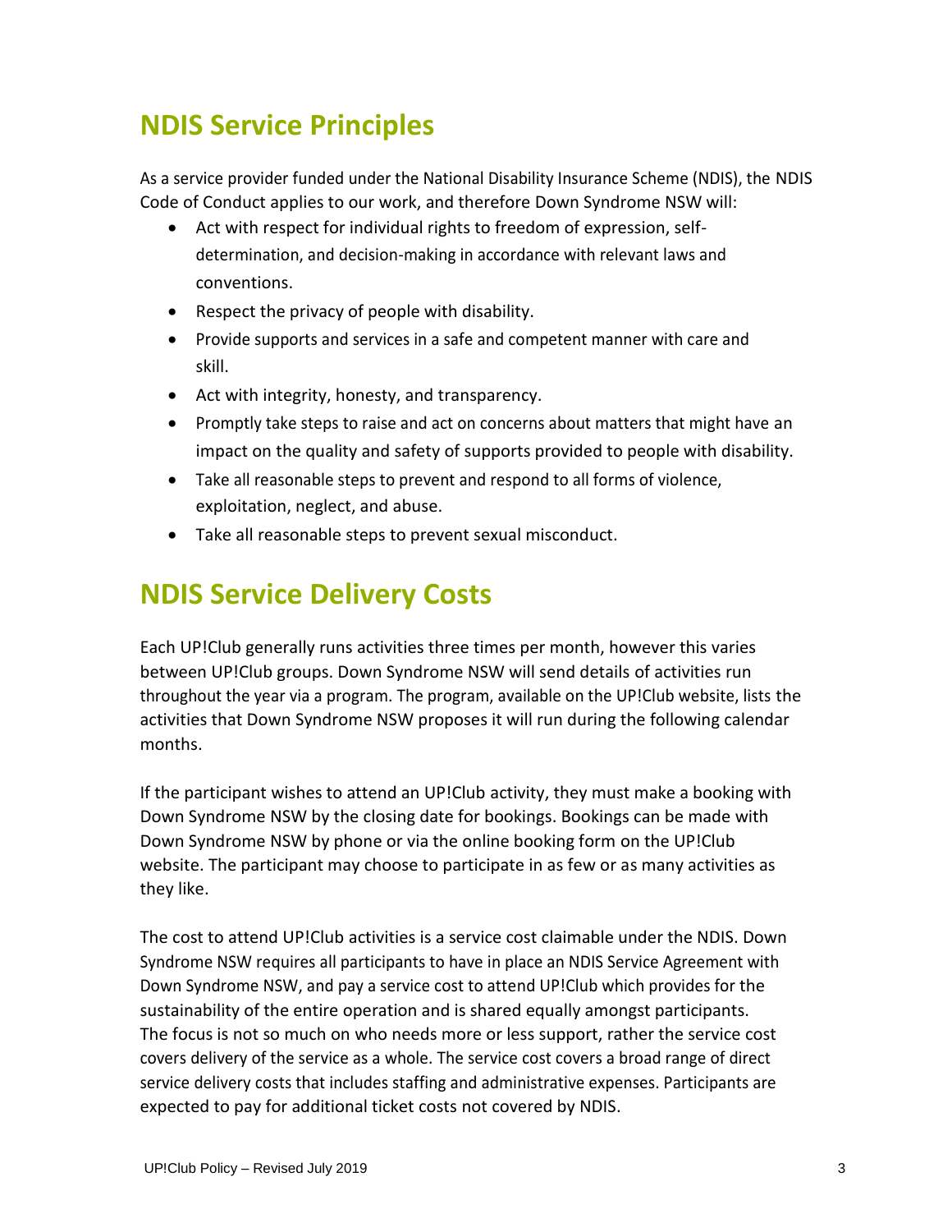## NDIS Service Principles

As a service provider funded under the National Disability Insurance Scheme (NDIS), the NDIS Code of Conduct applies to our work, and therefore Down Syndrome NSW will:

- Act with respect for individual rights to freedom of expression, self-determination, and decision-making in accordance with relevant laws and conventions.
- Respect the privacy of people with disability.
- Provide supports and services in a safe and competent manner with care and skill.
- Act with integrity, honesty, and transparency.
- Promptly take steps to raise and act on concerns about matters that might have an impact on the quality and safety of supports provided to people with disability.
- Take all reasonable steps to prevent and respond to all forms of violence, exploitation, neglect, and abuse.
- Take all reasonable steps to prevent sexual misconduct.

## NDIS Service Delivery Costs

Each UP!Club generally runs activities three times per month, however this varies between UP!Club groups. Down Syndrome NSW will send details of activities run throughout the year via a program. The program, available on the UP!Club website, lists the activities that Down Syndrome NSW proposes it will run during the following calendar months.

If the participant wishes to attend an UP!Club activity, they must make a booking with Down Syndrome NSW by the closing date for bookings. Bookings can be made with Down Syndrome NSW by phone or via the online booking form on the UP!Club website. The participant may choose to participate in as few or as many activities as they like.

The cost to attend UP!Club activities is a service cost claimable under the NDIS. Down Syndrome NSW requires all participants to have in place an NDIS Service Agreement with Down Syndrome NSW, and pay a service cost to attend UP!Club which provides for the sustainability of the entire operation and is shared equally amongst participants. The focus is not so much on who needs more or less support, rather the service cost covers delivery of the service as a whole. The service cost covers a broad range of direct service delivery costs that includes staffing and administrative expenses. Participants are expected to pay for additional ticket costs not covered by NDIS.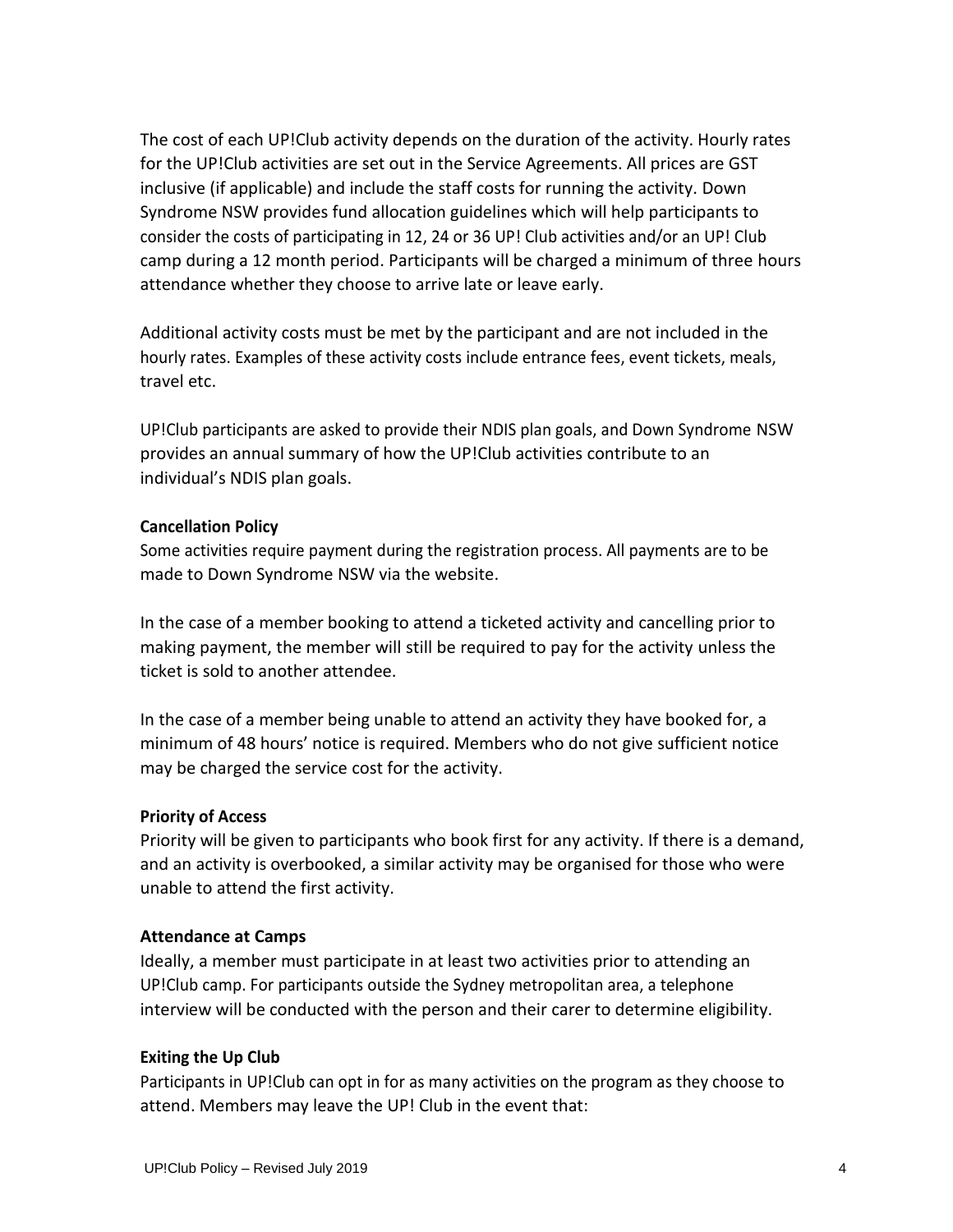The cost of each UP!Club activity depends on the duration of the activity. Hourly rates for the UP!Club activities are set out in the Service Agreements. All prices are GST inclusive (if applicable) and include the staff costs for running the activity. Down Syndrome NSW provides fund allocation guidelines which will help participants to consider the costs of participating in 12, 24 or 36 UP! Club activities and/or an UP! Club camp during a 12 month period. Participants will be charged a minimum of three hours attendance whether they choose to arrive late or leave early.

Additional activity costs must be met by the participant and are not included in the hourly rates. Examples of these activity costs include entrance fees, event tickets, meals, travel etc.

UP!Club participants are asked to provide their NDIS plan goals, and Down Syndrome NSW provides an annual summary of how the UP!Club activities contribute to an individual's NDIS plan goals.

**Cancellation Policy**

Some activities require payment during the registration process. All payments are to be made to Down Syndrome NSW via the website.

In the case of a member booking to attend a ticketed activity and cancelling prior to making payment, the member will still be required to pay for the activity unless the ticket is sold to another attendee.

In the case of a member being unable to attend an activity they have booked for, a minimum of 48 hours' notice is required. Members who do not give sufficient notice may be charged the service cost for the activity.

**Priority of Access**

Priority will be given to participants who book first for any activity. If there is a demand, and an activity is overbooked, a similar activity may be organised for those who were unable to attend the first activity.

**Attendance at Camps**

Ideally, a member must participate in at least two activities prior to attending an UP!Club camp. For participants outside the Sydney metropolitan area, a telephone interview will be conducted with the person and their carer to determine eligibility.

**Exiting the Up Club**

Participants in UP!Club can opt in for as many activities on the program as they choose to attend. Members may leave the UP! Club in the event that: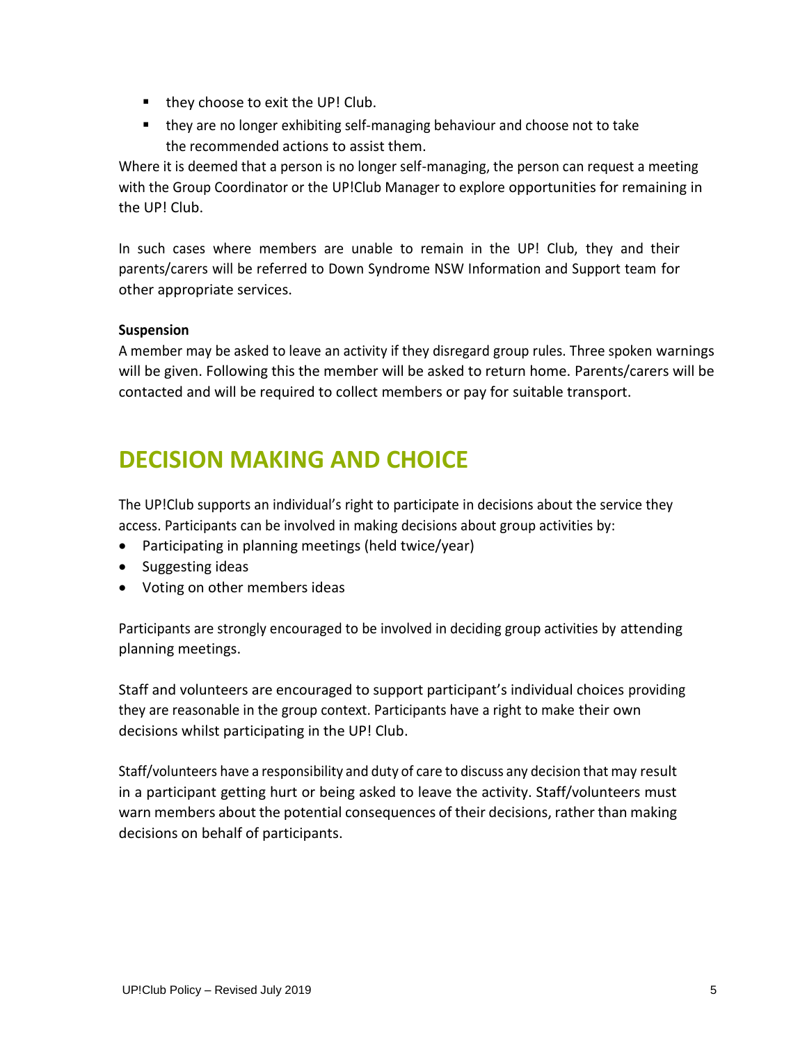- they choose to exit the UP! Club.
- they are no longer exhibiting self-managing behaviour and choose not to take the recommended actions to assist them.

Where it is deemed that a person is no longer self-managing, the person can request a meeting with the Group Coordinator or the UP!Club Manager to explore opportunities for remaining in the UP! Club.

In such cases where members are unable to remain in the UP! Club, they and their parents/carers will be referred to Down Syndrome NSW Information and Support team for other appropriate services.

**Suspension**

A member may be asked to leave an activity if they disregard group rules. Three spoken warnings will be given. Following this the member will be asked to return home. Parents/carers will be contacted and will be required to collect members or pay for suitable transport.

# DECISION MAKING AND CHOICE

The UP!Club supports an individual's right to participate in decisions about the service they access. Participants can be involved in making decisions about group activities by:

- Participating in planning meetings (held twice/year)
- Suggesting ideas
- Voting on other members ideas

Participants are strongly encouraged to be involved in deciding group activities by attending planning meetings.

Staff and volunteers are encouraged to support participant's individual choices providing they are reasonable in the group context. Participants have a right to make their own decisions whilst participating in the UP! Club.

Staff/volunteers have a responsibility and duty of care to discuss any decision that may result in a participant getting hurt or being asked to leave the activity. Staff/volunteers must warn members about the potential consequences of their decisions, rather than making decisions on behalf of participants.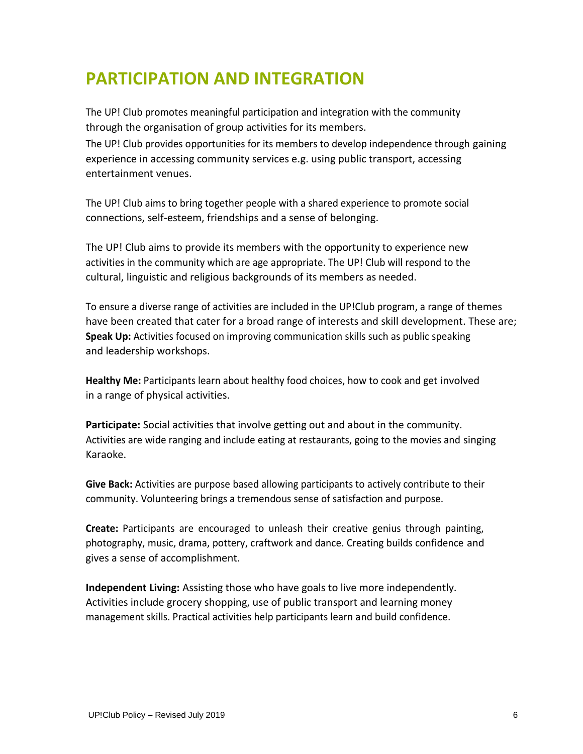# PARTICIPATION AND INTEGRATION

The UP! Club promotes meaningful participation and integration with the community through the organisation of group activities for its members.
The UP! Club provides opportunities for its members to develop independence through gaining experience in accessing community services e.g. using public transport, accessing entertainment venues.

The UP! Club aims to bring together people with a shared experience to promote social connections, self-esteem, friendships and a sense of belonging.

The UP! Club aims to provide its members with the opportunity to experience new activities in the community which are age appropriate. The UP! Club will respond to the cultural, linguistic and religious backgrounds of its members as needed.

To ensure a diverse range of activities are included in the UP!Club program, a range of themes have been created that cater for a broad range of interests and skill development. These are;
**Speak Up:** Activities focused on improving communication skills such as public speaking and leadership workshops.

**Healthy Me:** Participants learn about healthy food choices, how to cook and get involved in a range of physical activities.

**Participate:** Social activities that involve getting out and about in the community. Activities are wide ranging and include eating at restaurants, going to the movies and singing Karaoke.

**Give Back:** Activities are purpose based allowing participants to actively contribute to their community. Volunteering brings a tremendous sense of satisfaction and purpose.

**Create:** Participants are encouraged to unleash their creative genius through painting, photography, music, drama, pottery, craftwork and dance. Creating builds confidence and gives a sense of accomplishment.

**Independent Living:** Assisting those who have goals to live more independently. Activities include grocery shopping, use of public transport and learning money management skills. Practical activities help participants learn and build confidence.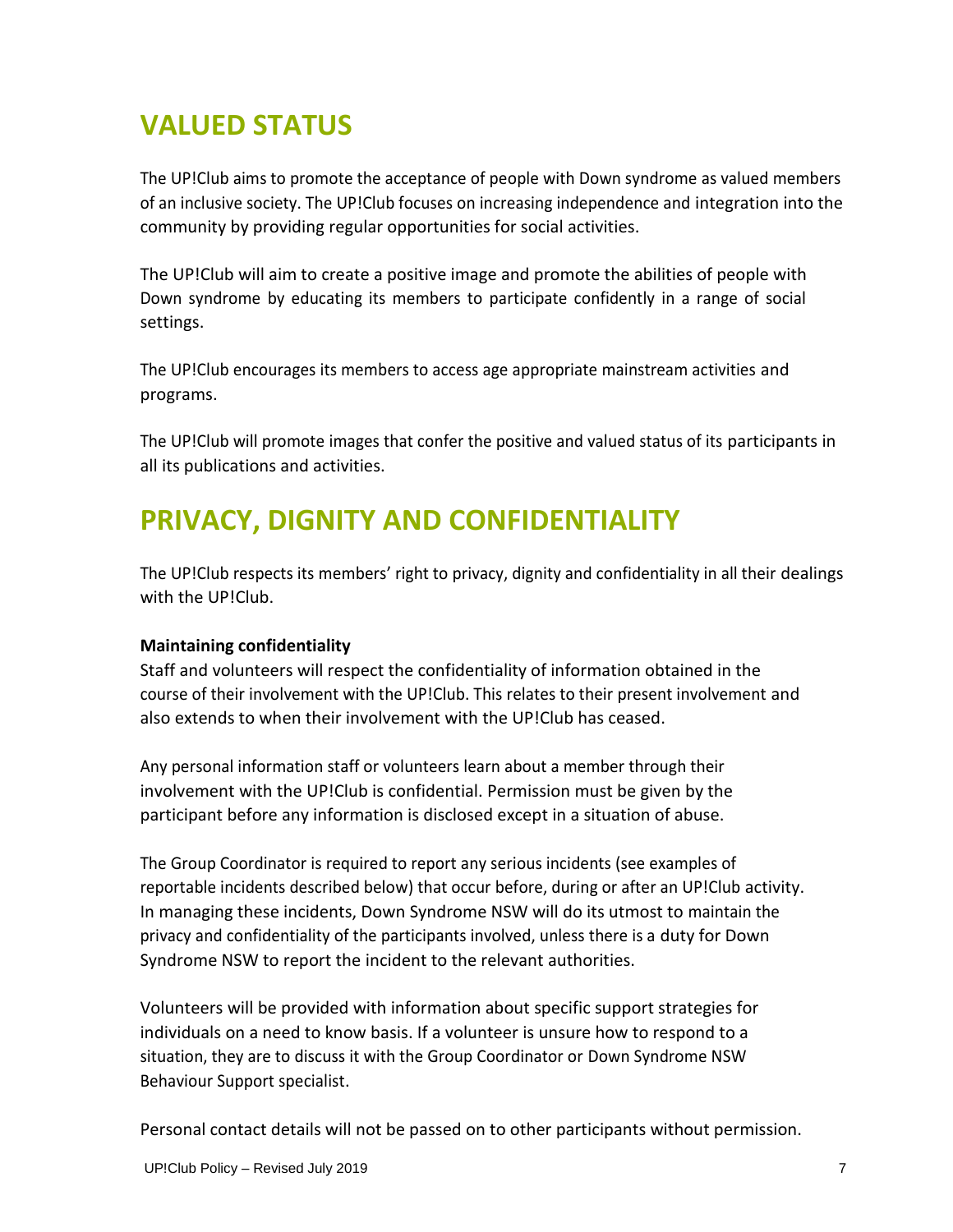# VALUED STATUS

The UP!Club aims to promote the acceptance of people with Down syndrome as valued members of an inclusive society. The UP!Club focuses on increasing independence and integration into the community by providing regular opportunities for social activities.

The UP!Club will aim to create a positive image and promote the abilities of people with Down syndrome by educating its members to participate confidently in a range of social settings.

The UP!Club encourages its members to access age appropriate mainstream activities and programs.

The UP!Club will promote images that confer the positive and valued status of its participants in all its publications and activities.

# PRIVACY, DIGNITY AND CONFIDENTIALITY

The UP!Club respects its members' right to privacy, dignity and confidentiality in all their dealings with the UP!Club.

**Maintaining confidentiality**

Staff and volunteers will respect the confidentiality of information obtained in the course of their involvement with the UP!Club. This relates to their present involvement and also extends to when their involvement with the UP!Club has ceased.

Any personal information staff or volunteers learn about a member through their involvement with the UP!Club is confidential. Permission must be given by the participant before any information is disclosed except in a situation of abuse.

The Group Coordinator is required to report any serious incidents (see examples of reportable incidents described below) that occur before, during or after an UP!Club activity. In managing these incidents, Down Syndrome NSW will do its utmost to maintain the privacy and confidentiality of the participants involved, unless there is a duty for Down Syndrome NSW to report the incident to the relevant authorities.

Volunteers will be provided with information about specific support strategies for individuals on a need to know basis. If a volunteer is unsure how to respond to a situation, they are to discuss it with the Group Coordinator or Down Syndrome NSW Behaviour Support specialist.

Personal contact details will not be passed on to other participants without permission.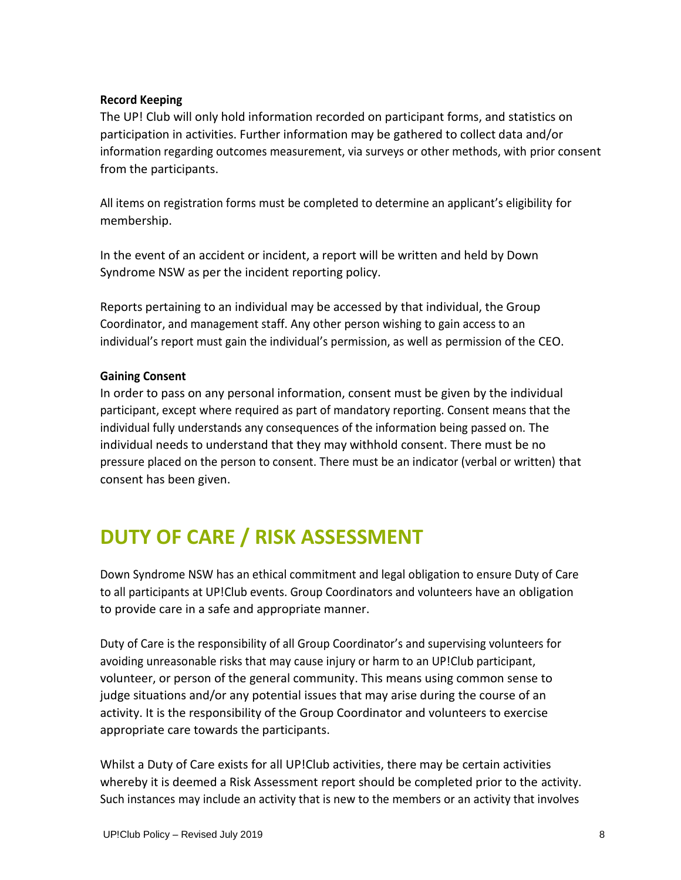**Record Keeping**

The UP! Club will only hold information recorded on participant forms, and statistics on participation in activities. Further information may be gathered to collect data and/or information regarding outcomes measurement, via surveys or other methods, with prior consent from the participants.

All items on registration forms must be completed to determine an applicant's eligibility for membership.

In the event of an accident or incident, a report will be written and held by Down Syndrome NSW as per the incident reporting policy.

Reports pertaining to an individual may be accessed by that individual, the Group Coordinator, and management staff. Any other person wishing to gain access to an individual's report must gain the individual's permission, as well as permission of the CEO.

**Gaining Consent**

In order to pass on any personal information, consent must be given by the individual participant, except where required as part of mandatory reporting. Consent means that the individual fully understands any consequences of the information being passed on. The individual needs to understand that they may withhold consent. There must be no pressure placed on the person to consent. There must be an indicator (verbal or written) that consent has been given.

# DUTY OF CARE / RISK ASSESSMENT

Down Syndrome NSW has an ethical commitment and legal obligation to ensure Duty of Care to all participants at UP!Club events. Group Coordinators and volunteers have an obligation to provide care in a safe and appropriate manner.

Duty of Care is the responsibility of all Group Coordinator's and supervising volunteers for avoiding unreasonable risks that may cause injury or harm to an UP!Club participant, volunteer, or person of the general community. This means using common sense to judge situations and/or any potential issues that may arise during the course of an activity. It is the responsibility of the Group Coordinator and volunteers to exercise appropriate care towards the participants.

Whilst a Duty of Care exists for all UP!Club activities, there may be certain activities whereby it is deemed a Risk Assessment report should be completed prior to the activity. Such instances may include an activity that is new to the members or an activity that involves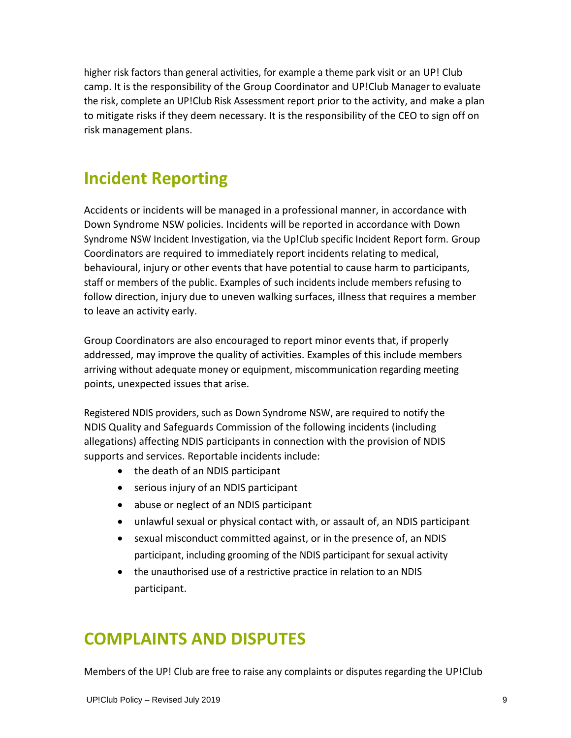higher risk factors than general activities, for example a theme park visit or an UP! Club camp. It is the responsibility of the Group Coordinator and UP!Club Manager to evaluate the risk, complete an UP!Club Risk Assessment report prior to the activity, and make a plan to mitigate risks if they deem necessary. It is the responsibility of the CEO to sign off on risk management plans.

## Incident Reporting

Accidents or incidents will be managed in a professional manner, in accordance with Down Syndrome NSW policies. Incidents will be reported in accordance with Down Syndrome NSW Incident Investigation, via the Up!Club specific Incident Report form. Group Coordinators are required to immediately report incidents relating to medical, behavioural, injury or other events that have potential to cause harm to participants, staff or members of the public. Examples of such incidents include members refusing to follow direction, injury due to uneven walking surfaces, illness that requires a member to leave an activity early.

Group Coordinators are also encouraged to report minor events that, if properly addressed, may improve the quality of activities. Examples of this include members arriving without adequate money or equipment, miscommunication regarding meeting points, unexpected issues that arise.

Registered NDIS providers, such as Down Syndrome NSW, are required to notify the NDIS Quality and Safeguards Commission of the following incidents (including allegations) affecting NDIS participants in connection with the provision of NDIS supports and services. Reportable incidents include:

- the death of an NDIS participant
- serious injury of an NDIS participant
- abuse or neglect of an NDIS participant
- unlawful sexual or physical contact with, or assault of, an NDIS participant
- sexual misconduct committed against, or in the presence of, an NDIS participant, including grooming of the NDIS participant for sexual activity
- the unauthorised use of a restrictive practice in relation to an NDIS participant.

## COMPLAINTS AND DISPUTES

Members of the UP! Club are free to raise any complaints or disputes regarding the UP!Club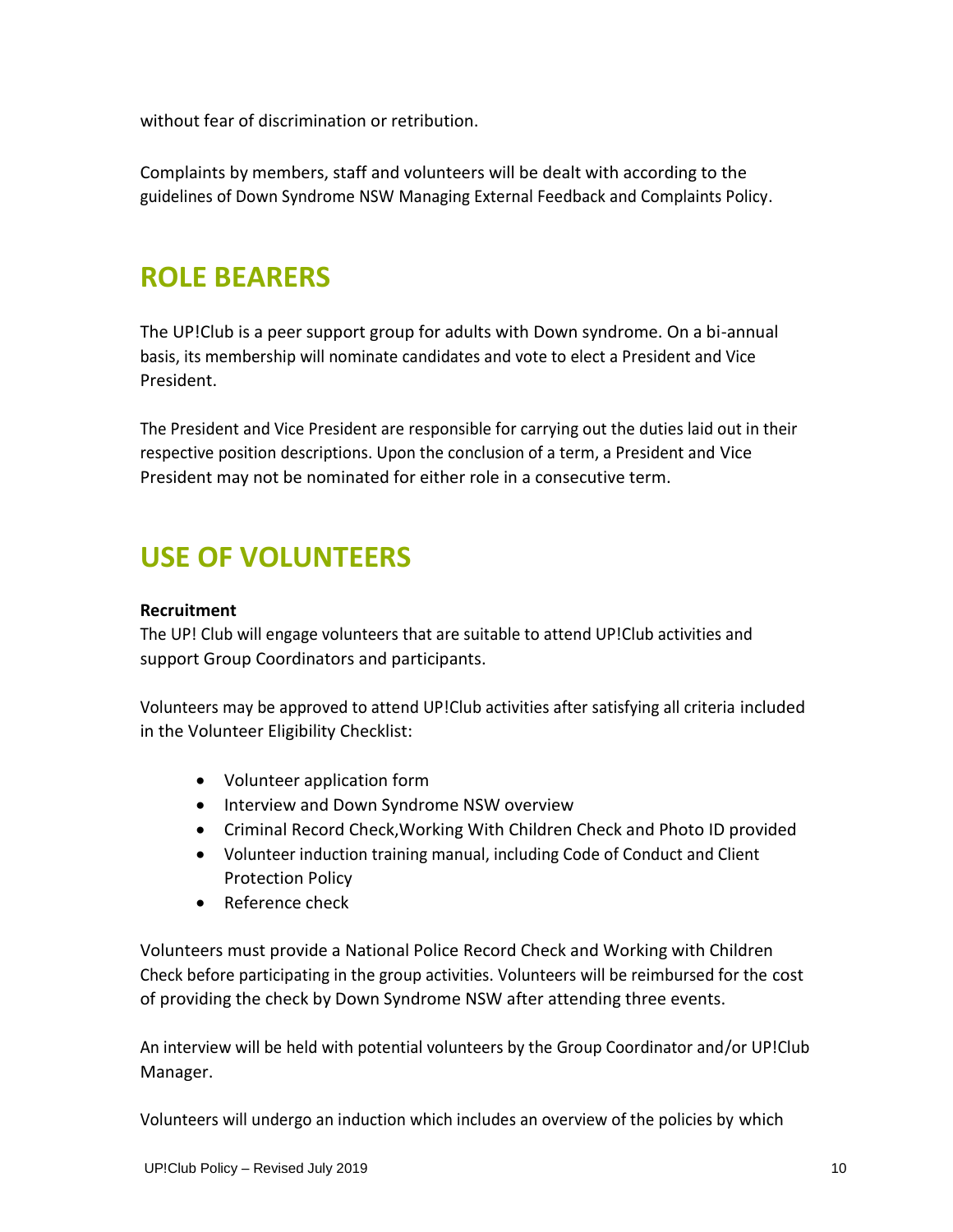without fear of discrimination or retribution.

Complaints by members, staff and volunteers will be dealt with according to the guidelines of Down Syndrome NSW Managing External Feedback and Complaints Policy.

## ROLE BEARERS

The UP!Club is a peer support group for adults with Down syndrome. On a bi-annual basis, its membership will nominate candidates and vote to elect a President and Vice President.

The President and Vice President are responsible for carrying out the duties laid out in their respective position descriptions. Upon the conclusion of a term, a President and Vice President may not be nominated for either role in a consecutive term.

## USE OF VOLUNTEERS

**Recruitment**

The UP! Club will engage volunteers that are suitable to attend UP!Club activities and support Group Coordinators and participants.

Volunteers may be approved to attend UP!Club activities after satisfying all criteria included in the Volunteer Eligibility Checklist:

- Volunteer application form
- Interview and Down Syndrome NSW overview
- Criminal Record Check,Working With Children Check and Photo ID provided
- Volunteer induction training manual, including Code of Conduct and Client Protection Policy
- Reference check

Volunteers must provide a National Police Record Check and Working with Children Check before participating in the group activities. Volunteers will be reimbursed for the cost of providing the check by Down Syndrome NSW after attending three events.

An interview will be held with potential volunteers by the Group Coordinator and/or UP!Club Manager.

Volunteers will undergo an induction which includes an overview of the policies by which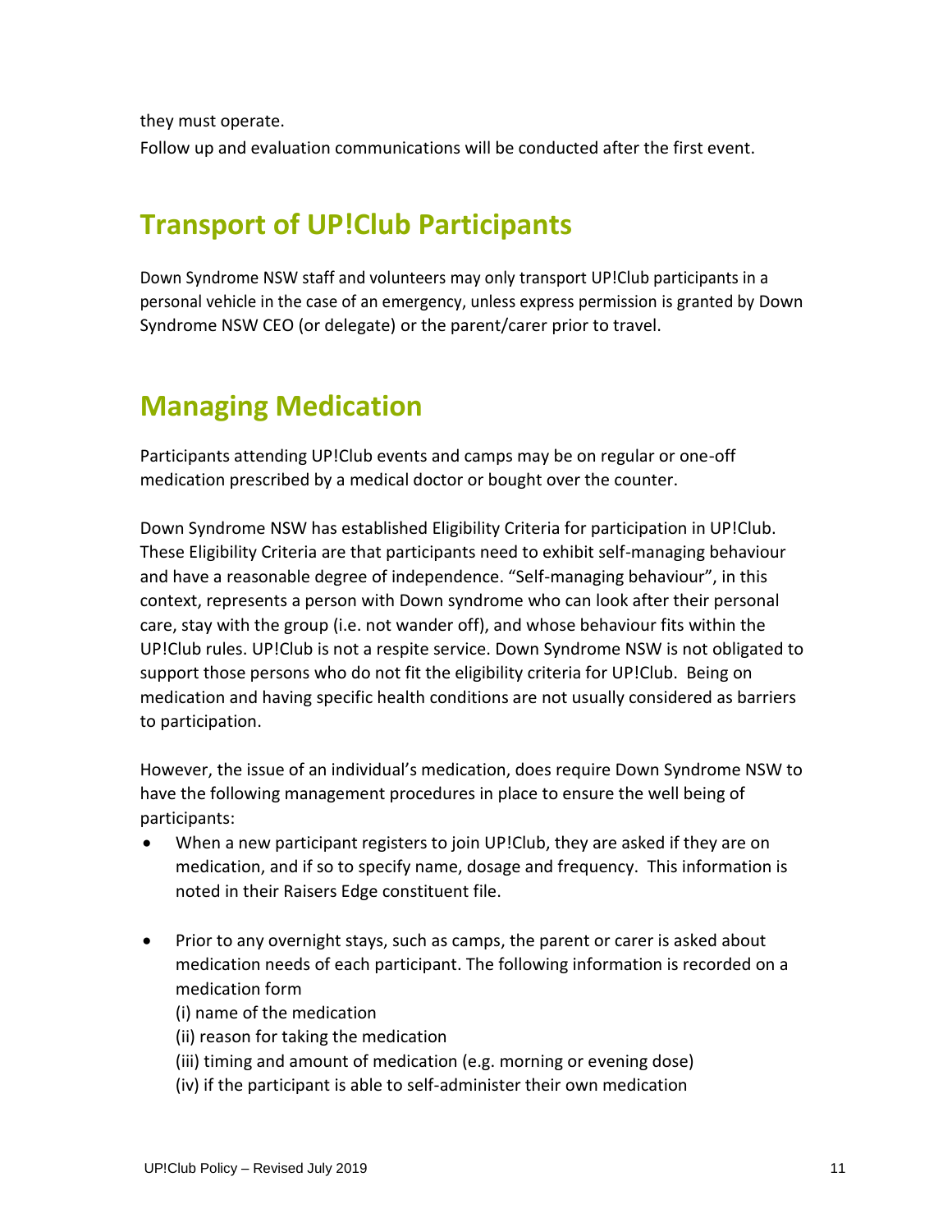they must operate.

Follow up and evaluation communications will be conducted after the first event.

## Transport of UP!Club Participants

Down Syndrome NSW staff and volunteers may only transport UP!Club participants in a personal vehicle in the case of an emergency, unless express permission is granted by Down Syndrome NSW CEO (or delegate) or the parent/carer prior to travel.

## Managing Medication

Participants attending UP!Club events and camps may be on regular or one-off medication prescribed by a medical doctor or bought over the counter.

Down Syndrome NSW has established Eligibility Criteria for participation in UP!Club. These Eligibility Criteria are that participants need to exhibit self-managing behaviour and have a reasonable degree of independence. "Self-managing behaviour", in this context, represents a person with Down syndrome who can look after their personal care, stay with the group (i.e. not wander off), and whose behaviour fits within the UP!Club rules. UP!Club is not a respite service. Down Syndrome NSW is not obligated to support those persons who do not fit the eligibility criteria for UP!Club. Being on medication and having specific health conditions are not usually considered as barriers to participation.

However, the issue of an individual's medication, does require Down Syndrome NSW to have the following management procedures in place to ensure the well being of participants:

- When a new participant registers to join UP!Club, they are asked if they are on medication, and if so to specify name, dosage and frequency. This information is noted in their Raisers Edge constituent file.
- Prior to any overnight stays, such as camps, the parent or carer is asked about medication needs of each participant. The following information is recorded on a medication form
  (i) name of the medication
  (ii) reason for taking the medication
  (iii) timing and amount of medication (e.g. morning or evening dose)
  (iv) if the participant is able to self-administer their own medication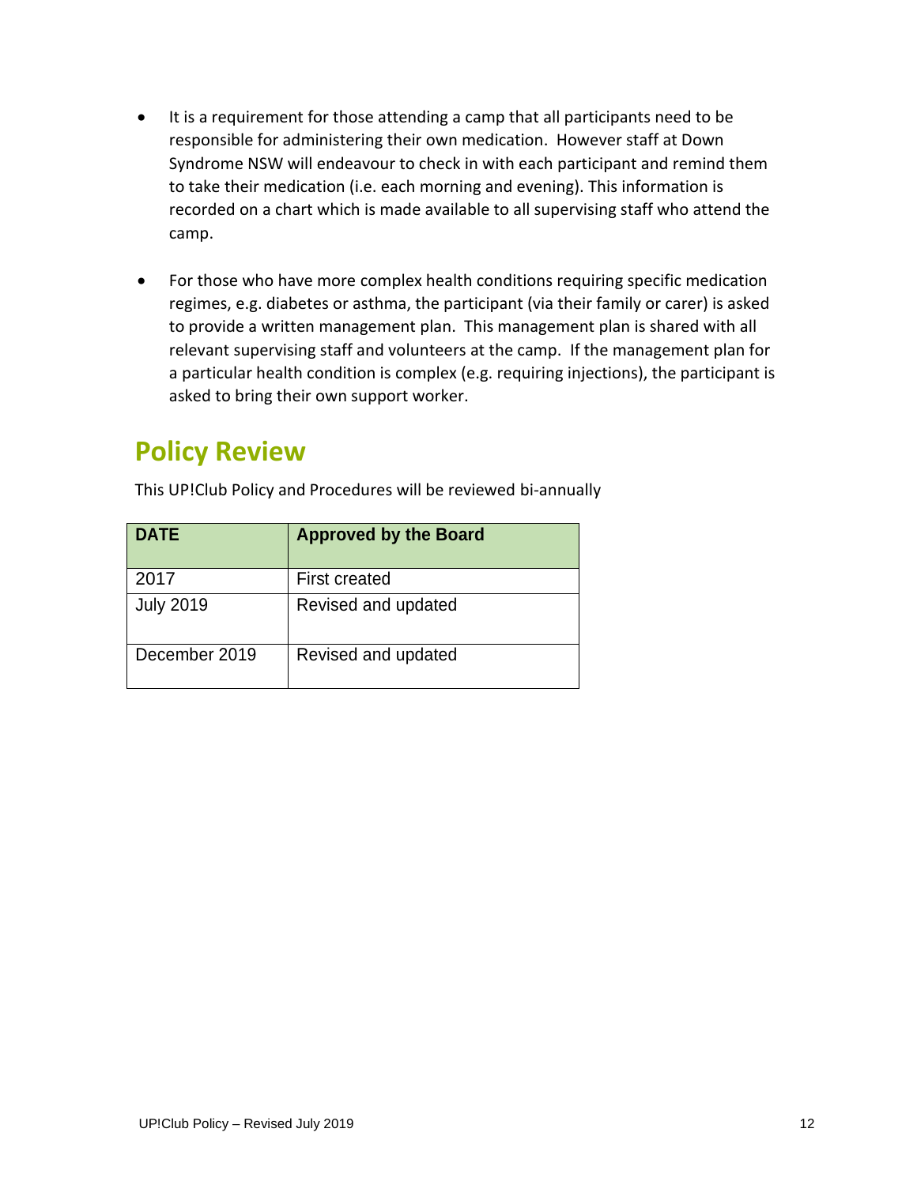- It is a requirement for those attending a camp that all participants need to be responsible for administering their own medication.  However staff at Down Syndrome NSW will endeavour to check in with each participant and remind them to take their medication (i.e. each morning and evening). This information is recorded on a chart which is made available to all supervising staff who attend the camp.

- For those who have more complex health conditions requiring specific medication regimes, e.g. diabetes or asthma, the participant (via their family or carer) is asked to provide a written management plan.  This management plan is shared with all relevant supervising staff and volunteers at the camp.  If the management plan for a particular health condition is complex (e.g. requiring injections), the participant is asked to bring their own support worker.

## Policy Review

This UP!Club Policy and Procedures will be reviewed bi-annually

| DATE | Approved by the Board |
|---|---|
| 2017 | First created |
| July 2019 | Revised and updated |
| December 2019 | Revised and updated |